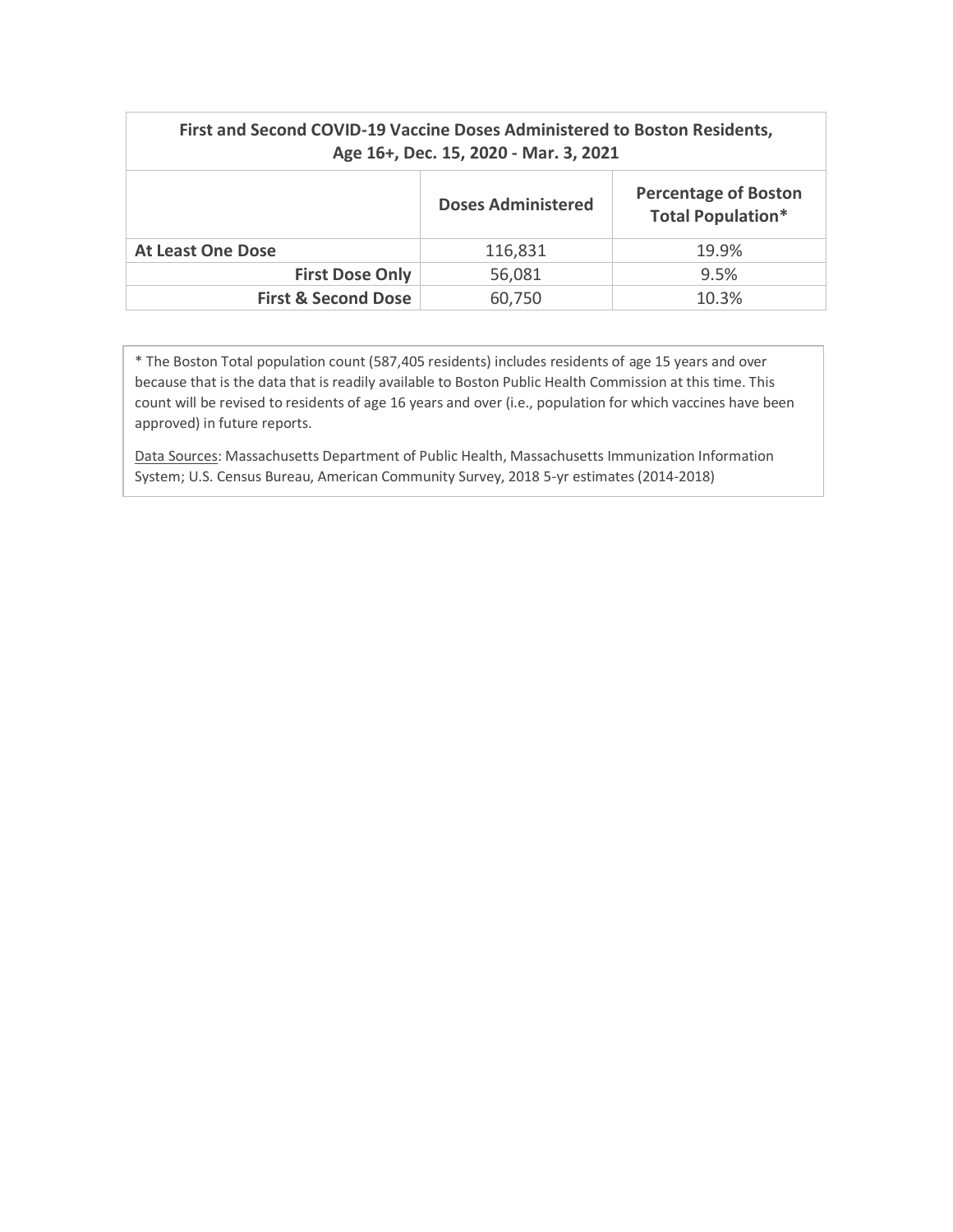| First and Second COVID-19 Vaccine Doses Administered to Boston Residents, Age 16+, Dec. 15, 2020 - Mar. 3, 2021 | | |
|---|---|---|
| | **Doses Administered** | **Percentage of Boston Total Population*** |
| **At Least One Dose** | 116,831 | 19.9% |
| **First Dose Only** | 56,081 | 9.5% |
| **First & Second Dose** | 60,750 | 10.3% |

* The Boston Total population count (587,405 residents) includes residents of age 15 years and over because that is the data that is readily available to Boston Public Health Commission at this time. This count will be revised to residents of age 16 years and over (i.e., population for which vaccines have been approved) in future reports.

Data Sources: Massachusetts Department of Public Health, Massachusetts Immunization Information System; U.S. Census Bureau, American Community Survey, 2018 5-yr estimates (2014-2018)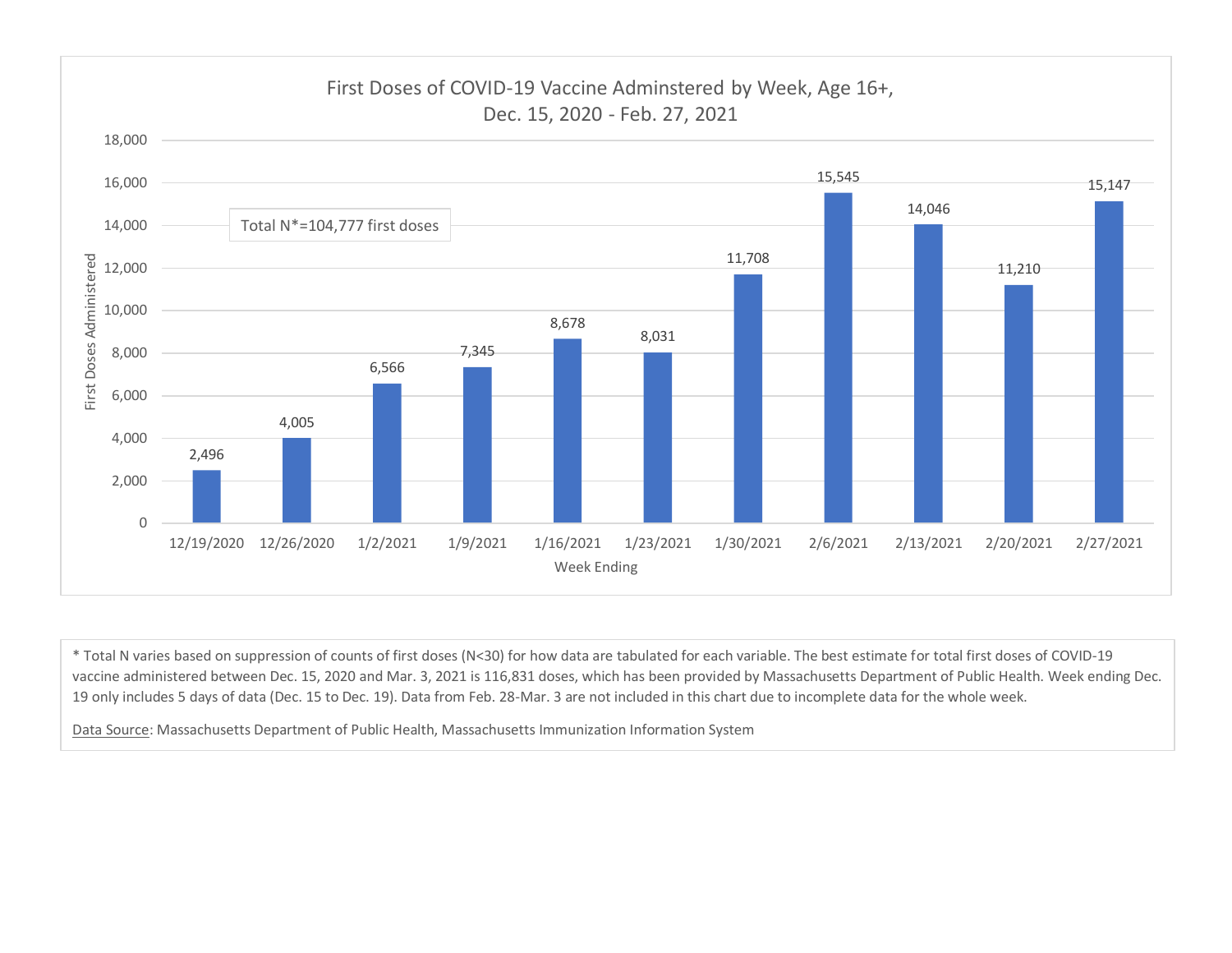## First Doses of COVID-19 Vaccine Adminstered by Week, Age 16+, Dec. 15, 2020 - Feb. 27, 2021

Total N*=104,777 first doses

| Week Ending | First Doses Administered |
|---|---|
| 12/19/2020 | 2,496 |
| 12/26/2020 | 4,005 |
| 1/2/2021 | 6,566 |
| 1/9/2021 | 7,345 |
| 1/16/2021 | 8,678 |
| 1/23/2021 | 8,031 |
| 1/30/2021 | 11,708 |
| 2/6/2021 | 15,545 |
| 2/13/2021 | 14,046 |
| 2/20/2021 | 11,210 |
| 2/27/2021 | 15,147 |

* Total N varies based on suppression of counts of first doses (N<30) for how data are tabulated for each variable. The best estimate for total first doses of COVID-19 vaccine administered between Dec. 15, 2020 and Mar. 3, 2021 is 116,831 doses, which has been provided by Massachusetts Department of Public Health. Week ending Dec. 19 only includes 5 days of data (Dec. 15 to Dec. 19). Data from Feb. 28-Mar. 3 are not included in this chart due to incomplete data for the whole week.

Data Source: Massachusetts Department of Public Health, Massachusetts Immunization Information System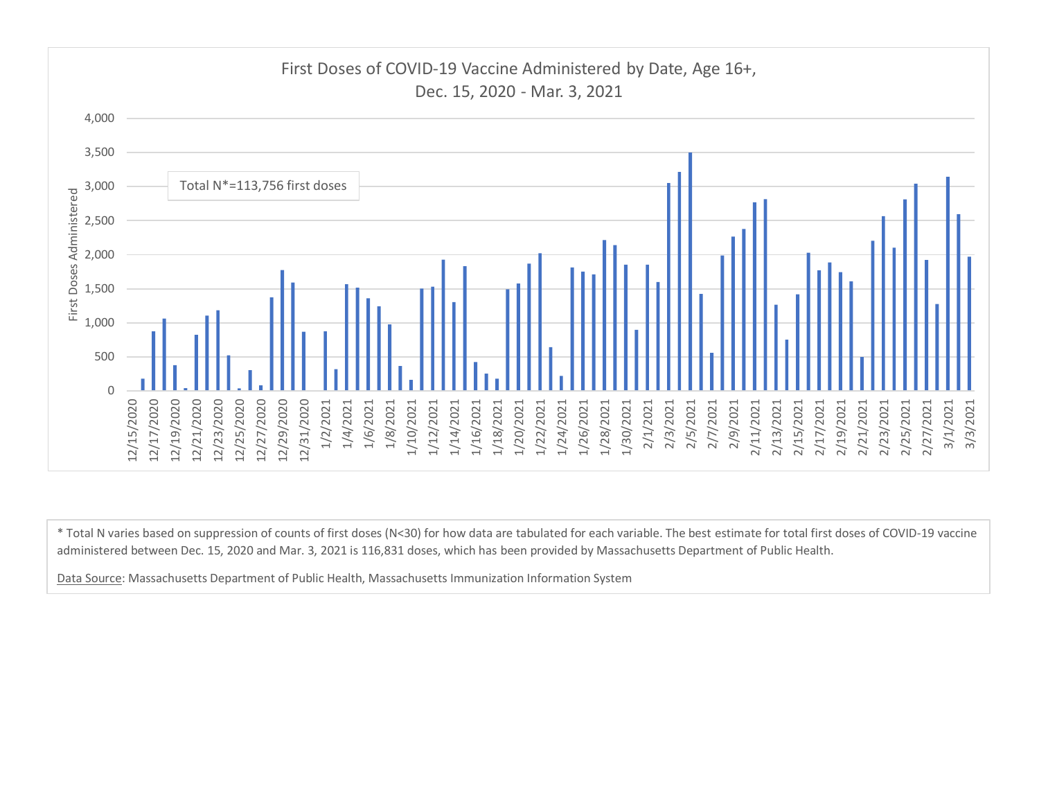First Doses of COVID-19 Vaccine Administered by Date, Age 16+, Dec. 15, 2020 - Mar. 3, 2021

Total N*=113,756 first doses

* Total N varies based on suppression of counts of first doses (N<30) for how data are tabulated for each variable. The best estimate for total first doses of COVID-19 vaccine administered between Dec. 15, 2020 and Mar. 3, 2021 is 116,831 doses, which has been provided by Massachusetts Department of Public Health.

Data Source: Massachusetts Department of Public Health, Massachusetts Immunization Information System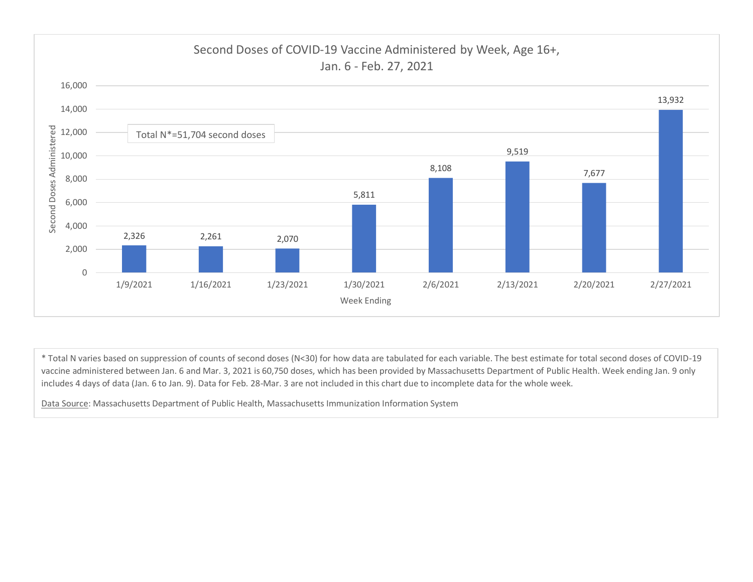## Second Doses of COVID-19 Vaccine Administered by Week, Age 16+, Jan. 6 - Feb. 27, 2021

Total N*=51,704 second doses

| Week Ending | Second Doses Administered |
|---|---|
| 1/9/2021 | 2,326 |
| 1/16/2021 | 2,261 |
| 1/23/2021 | 2,070 |
| 1/30/2021 | 5,811 |
| 2/6/2021 | 8,108 |
| 2/13/2021 | 9,519 |
| 2/20/2021 | 7,677 |
| 2/27/2021 | 13,932 |

* Total N varies based on suppression of counts of second doses (N<30) for how data are tabulated for each variable. The best estimate for total second doses of COVID-19 vaccine administered between Jan. 6 and Mar. 3, 2021 is 60,750 doses, which has been provided by Massachusetts Department of Public Health. Week ending Jan. 9 only includes 4 days of data (Jan. 6 to Jan. 9). Data for Feb. 28-Mar. 3 are not included in this chart due to incomplete data for the whole week.

Data Source: Massachusetts Department of Public Health, Massachusetts Immunization Information System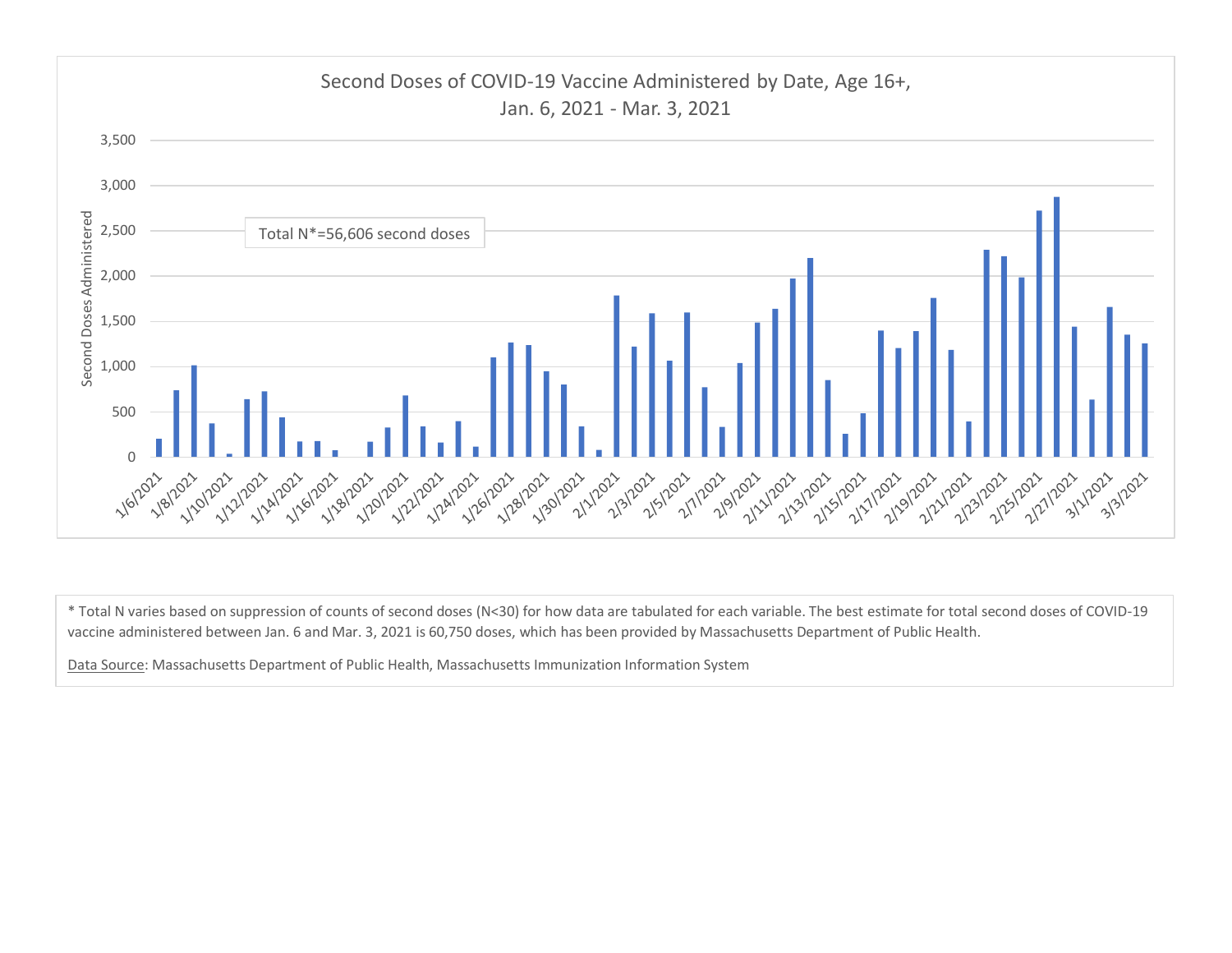## Second Doses of COVID-19 Vaccine Administered by Date, Age 16+, Jan. 6, 2021 - Mar. 3, 2021

Total N*=56,606 second doses

\* Total N varies based on suppression of counts of second doses (N<30) for how data are tabulated for each variable. The best estimate for total second doses of COVID-19 vaccine administered between Jan. 6 and Mar. 3, 2021 is 60,750 doses, which has been provided by Massachusetts Department of Public Health.

Data Source: Massachusetts Department of Public Health, Massachusetts Immunization Information System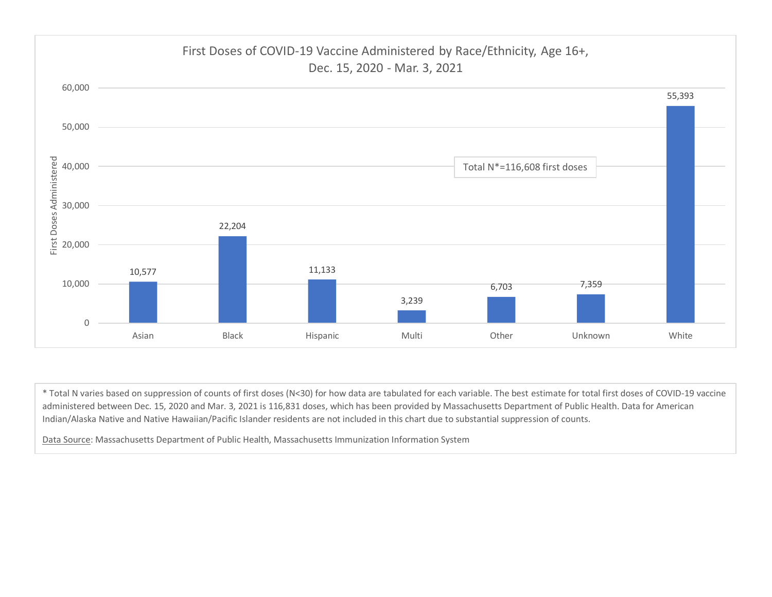## First Doses of COVID-19 Vaccine Administered by Race/Ethnicity, Age 16+, Dec. 15, 2020 - Mar. 3, 2021

| Race/Ethnicity | First Doses Administered |
|---|---|
| Asian | 10,577 |
| Black | 22,204 |
| Hispanic | 11,133 |
| Multi | 3,239 |
| Other | 6,703 |
| Unknown | 7,359 |
| White | 55,393 |

Total N*=116,608 first doses

\* Total N varies based on suppression of counts of first doses (N<30) for how data are tabulated for each variable. The best estimate for total first doses of COVID-19 vaccine administered between Dec. 15, 2020 and Mar. 3, 2021 is 116,831 doses, which has been provided by Massachusetts Department of Public Health. Data for American Indian/Alaska Native and Native Hawaiian/Pacific Islander residents are not included in this chart due to substantial suppression of counts.

Data Source: Massachusetts Department of Public Health, Massachusetts Immunization Information System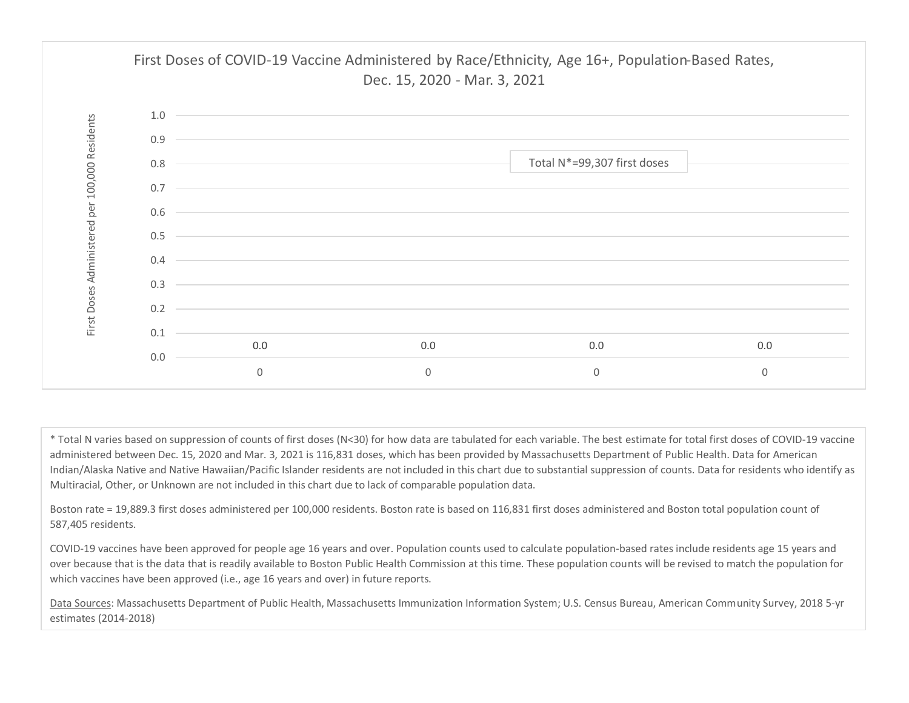First Doses of COVID-19 Vaccine Administered by Race/Ethnicity, Age 16+, Population-Based Rates, Dec. 15, 2020 - Mar. 3, 2021

First Doses Administered per 100,000 Residents

Total N*=99,307 first doses

| 0 | 0 | 0 | 0 |
|---|---|---|---|
| 0.0 | 0.0 | 0.0 | 0.0 |

* Total N varies based on suppression of counts of first doses (N<30) for how data are tabulated for each variable. The best estimate for total first doses of COVID-19 vaccine administered between Dec. 15, 2020 and Mar. 3, 2021 is 116,831 doses, which has been provided by Massachusetts Department of Public Health. Data for American Indian/Alaska Native and Native Hawaiian/Pacific Islander residents are not included in this chart due to substantial suppression of counts. Data for residents who identify as Multiracial, Other, or Unknown are not included in this chart due to lack of comparable population data.

Boston rate = 19,889.3 first doses administered per 100,000 residents. Boston rate is based on 116,831 first doses administered and Boston total population count of 587,405 residents.

COVID-19 vaccines have been approved for people age 16 years and over. Population counts used to calculate population-based rates include residents age 15 years and over because that is the data that is readily available to Boston Public Health Commission at this time. These population counts will be revised to match the population for which vaccines have been approved (i.e., age 16 years and over) in future reports.

Data Sources: Massachusetts Department of Public Health, Massachusetts Immunization Information System; U.S. Census Bureau, American Community Survey, 2018 5-yr estimates (2014-2018)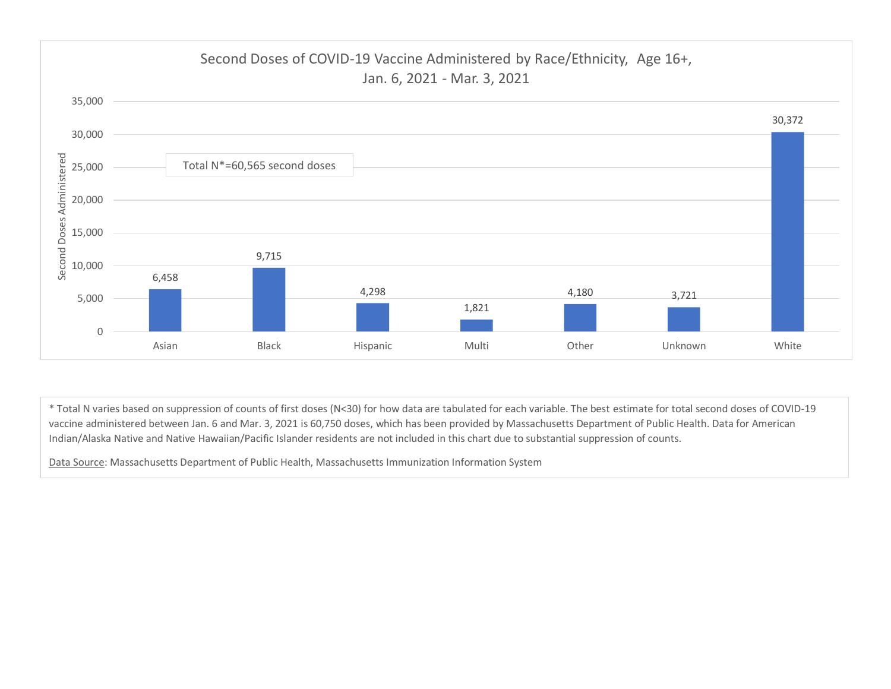## Second Doses of COVID-19 Vaccine Administered by Race/Ethnicity, Age 16+, Jan. 6, 2021 - Mar. 3, 2021

Total N*=60,565 second doses

| Race/Ethnicity | Second Doses Administered |
|---|---|
| Asian | 6,458 |
| Black | 9,715 |
| Hispanic | 4,298 |
| Multi | 1,821 |
| Other | 4,180 |
| Unknown | 3,721 |
| White | 30,372 |

* Total N varies based on suppression of counts of first doses (N<30) for how data are tabulated for each variable. The best estimate for total second doses of COVID-19 vaccine administered between Jan. 6 and Mar. 3, 2021 is 60,750 doses, which has been provided by Massachusetts Department of Public Health. Data for American Indian/Alaska Native and Native Hawaiian/Pacific Islander residents are not included in this chart due to substantial suppression of counts.

Data Source: Massachusetts Department of Public Health, Massachusetts Immunization Information System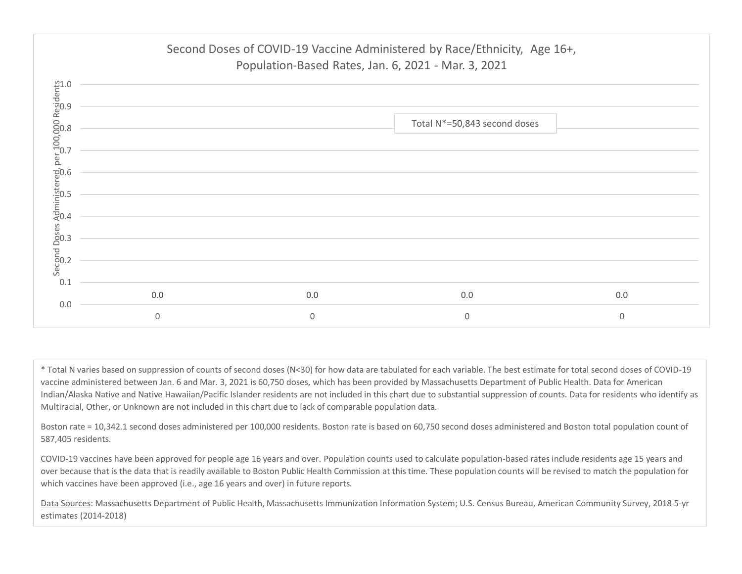Second Doses of COVID-19 Vaccine Administered by Race/Ethnicity, Age 16+, Population-Based Rates, Jan. 6, 2021 - Mar. 3, 2021

Total N*=50,843 second doses

| | 0 | 0 | 0 | 0 |
|---|---|---|---|---|
| Second Doses Administered, per 100,000 Residents | 0.0 | 0.0 | 0.0 | 0.0 |

* Total N varies based on suppression of counts of second doses (N<30) for how data are tabulated for each variable. The best estimate for total second doses of COVID-19 vaccine administered between Jan. 6 and Mar. 3, 2021 is 60,750 doses, which has been provided by Massachusetts Department of Public Health. Data for American Indian/Alaska Native and Native Hawaiian/Pacific Islander residents are not included in this chart due to substantial suppression of counts. Data for residents who identify as Multiracial, Other, or Unknown are not included in this chart due to lack of comparable population data.

Boston rate = 10,342.1 second doses administered per 100,000 residents. Boston rate is based on 60,750 second doses administered and Boston total population count of 587,405 residents.

COVID-19 vaccines have been approved for people age 16 years and over. Population counts used to calculate population-based rates include residents age 15 years and over because that is the data that is readily available to Boston Public Health Commission at this time. These population counts will be revised to match the population for which vaccines have been approved (i.e., age 16 years and over) in future reports.

Data Sources: Massachusetts Department of Public Health, Massachusetts Immunization Information System; U.S. Census Bureau, American Community Survey, 2018 5-yr estimates (2014-2018)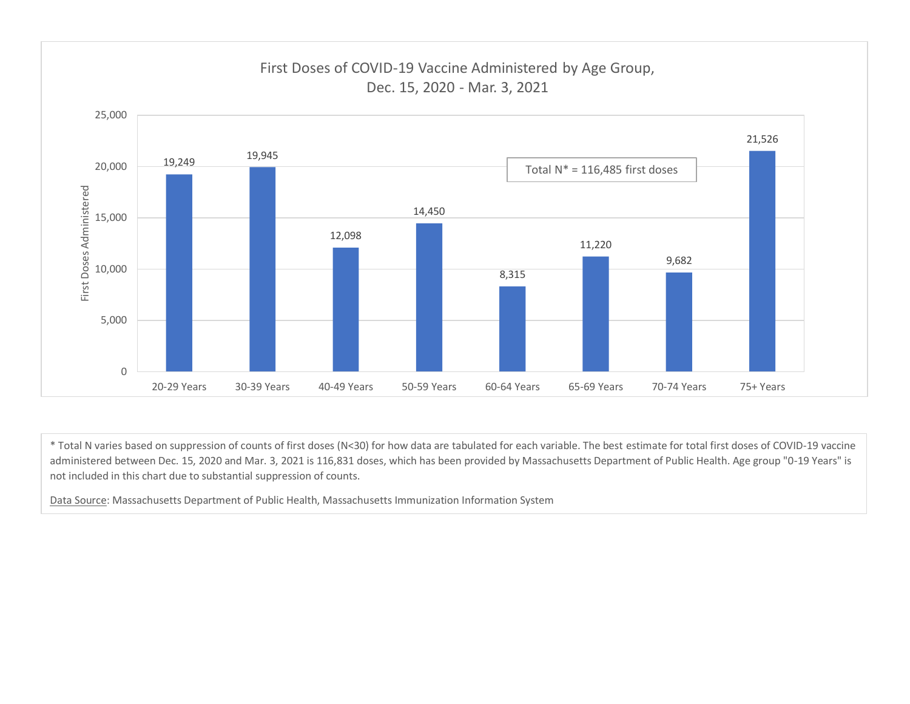## First Doses of COVID-19 Vaccine Administered by Age Group, Dec. 15, 2020 - Mar. 3, 2021

| Age Group | First Doses Administered |
| --- | --- |
| 20-29 Years | 19,249 |
| 30-39 Years | 19,945 |
| 40-49 Years | 12,098 |
| 50-59 Years | 14,450 |
| 60-64 Years | 8,315 |
| 65-69 Years | 11,220 |
| 70-74 Years | 9,682 |
| 75+ Years | 21,526 |

Total N* = 116,485 first doses

* Total N varies based on suppression of counts of first doses (N<30) for how data are tabulated for each variable. The best estimate for total first doses of COVID-19 vaccine administered between Dec. 15, 2020 and Mar. 3, 2021 is 116,831 doses, which has been provided by Massachusetts Department of Public Health. Age group "0-19 Years" is not included in this chart due to substantial suppression of counts.

Data Source: Massachusetts Department of Public Health, Massachusetts Immunization Information System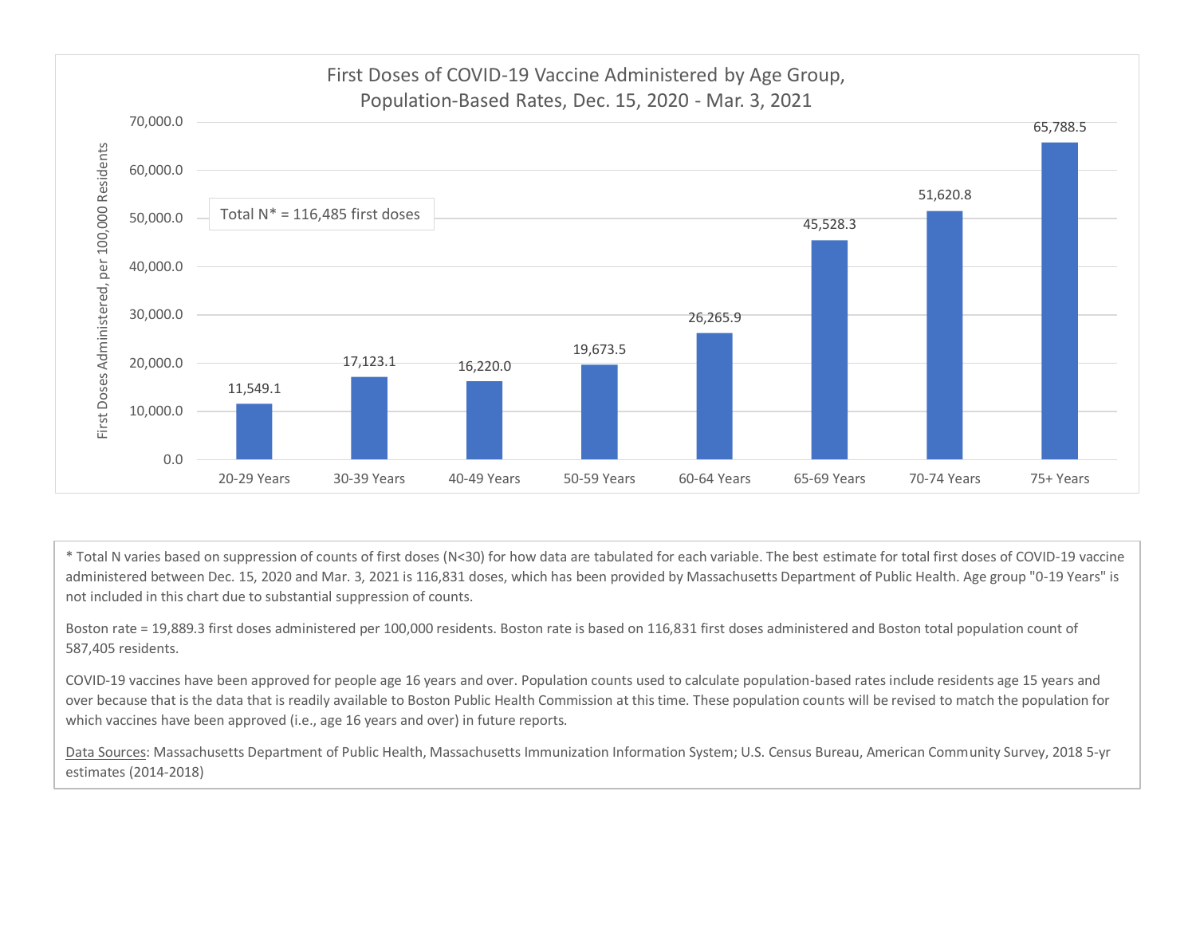## First Doses of COVID-19 Vaccine Administered by Age Group, Population-Based Rates, Dec. 15, 2020 - Mar. 3, 2021

Total N* = 116,485 first doses

| Age Group | First Doses Administered, per 100,000 Residents |
| --- | --- |
| 20-29 Years | 11,549.1 |
| 30-39 Years | 17,123.1 |
| 40-49 Years | 16,220.0 |
| 50-59 Years | 19,673.5 |
| 60-64 Years | 26,265.9 |
| 65-69 Years | 45,528.3 |
| 70-74 Years | 51,620.8 |
| 75+ Years | 65,788.5 |

\* Total N varies based on suppression of counts of first doses (N<30) for how data are tabulated for each variable. The best estimate for total first doses of COVID-19 vaccine administered between Dec. 15, 2020 and Mar. 3, 2021 is 116,831 doses, which has been provided by Massachusetts Department of Public Health. Age group "0-19 Years" is not included in this chart due to substantial suppression of counts.

Boston rate = 19,889.3 first doses administered per 100,000 residents. Boston rate is based on 116,831 first doses administered and Boston total population count of 587,405 residents.

COVID-19 vaccines have been approved for people age 16 years and over. Population counts used to calculate population-based rates include residents age 15 years and over because that is the data that is readily available to Boston Public Health Commission at this time. These population counts will be revised to match the population for which vaccines have been approved (i.e., age 16 years and over) in future reports.

Data Sources: Massachusetts Department of Public Health, Massachusetts Immunization Information System; U.S. Census Bureau, American Community Survey, 2018 5-yr estimates (2014-2018)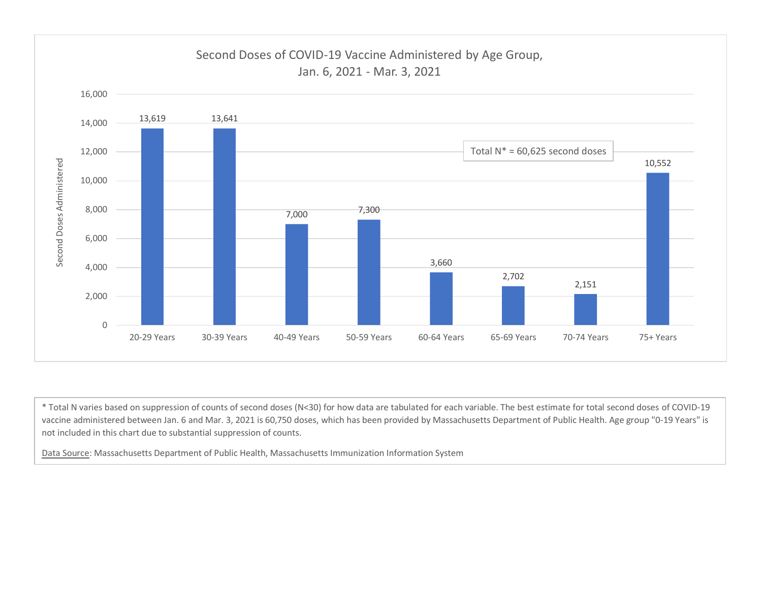## Second Doses of COVID-19 Vaccine Administered by Age Group, Jan. 6, 2021 - Mar. 3, 2021

| Age Group | Second Doses Administered |
|---|---|
| 20-29 Years | 13,619 |
| 30-39 Years | 13,641 |
| 40-49 Years | 7,000 |
| 50-59 Years | 7,300 |
| 60-64 Years | 3,660 |
| 65-69 Years | 2,702 |
| 70-74 Years | 2,151 |
| 75+ Years | 10,552 |

Total N* = 60,625 second doses

* Total N varies based on suppression of counts of second doses (N<30) for how data are tabulated for each variable. The best estimate for total second doses of COVID-19 vaccine administered between Jan. 6 and Mar. 3, 2021 is 60,750 doses, which has been provided by Massachusetts Department of Public Health. Age group "0-19 Years" is not included in this chart due to substantial suppression of counts.

Data Source: Massachusetts Department of Public Health, Massachusetts Immunization Information System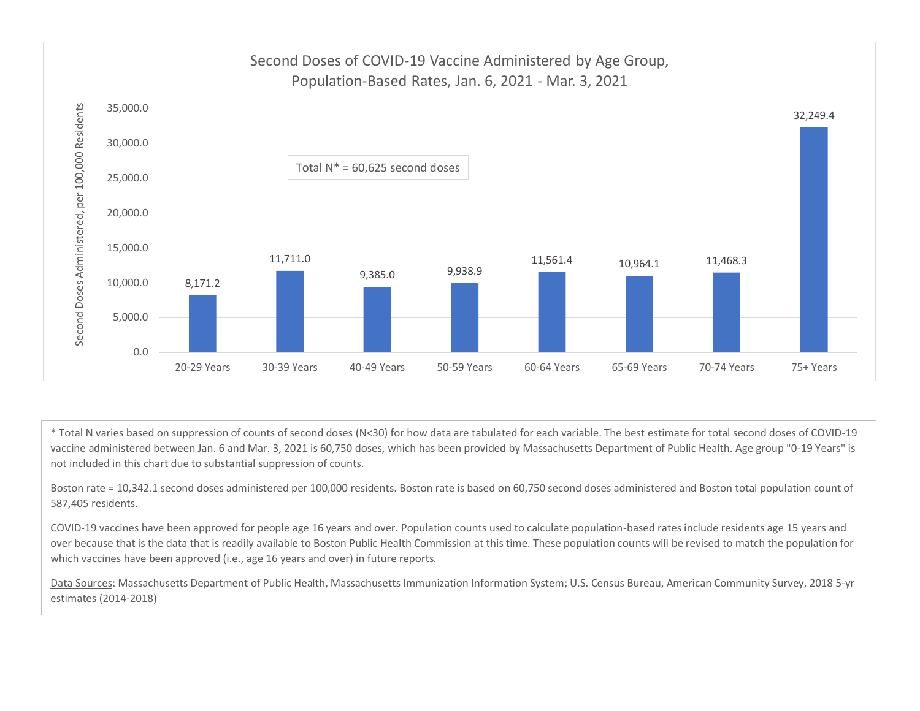## Second Doses of COVID-19 Vaccine Administered by Age Group, Population-Based Rates, Jan. 6, 2021 - Mar. 3, 2021

Total N* = 60,625 second doses

| Age Group | Second Doses Administered, per 100,000 Residents |
|---|---|
| 20-29 Years | 8,171.2 |
| 30-39 Years | 11,711.0 |
| 40-49 Years | 9,385.0 |
| 50-59 Years | 9,938.9 |
| 60-64 Years | 11,561.4 |
| 65-69 Years | 10,964.1 |
| 70-74 Years | 11,468.3 |
| 75+ Years | 32,249.4 |

* Total N varies based on suppression of counts of second doses (N<30) for how data are tabulated for each variable. The best estimate for total second doses of COVID-19 vaccine administered between Jan. 6 and Mar. 3, 2021 is 60,750 doses, which has been provided by Massachusetts Department of Public Health. Age group "0-19 Years" is not included in this chart due to substantial suppression of counts.

Boston rate = 10,342.1 second doses administered per 100,000 residents. Boston rate is based on 60,750 second doses administered and Boston total population count of 587,405 residents.

COVID-19 vaccines have been approved for people age 16 years and over. Population counts used to calculate population-based rates include residents age 15 years and over because that is the data that is readily available to Boston Public Health Commission at this time. These population counts will be revised to match the population for which vaccines have been approved (i.e., age 16 years and over) in future reports.

Data Sources: Massachusetts Department of Public Health, Massachusetts Immunization Information System; U.S. Census Bureau, American Community Survey, 2018 5-yr estimates (2014-2018)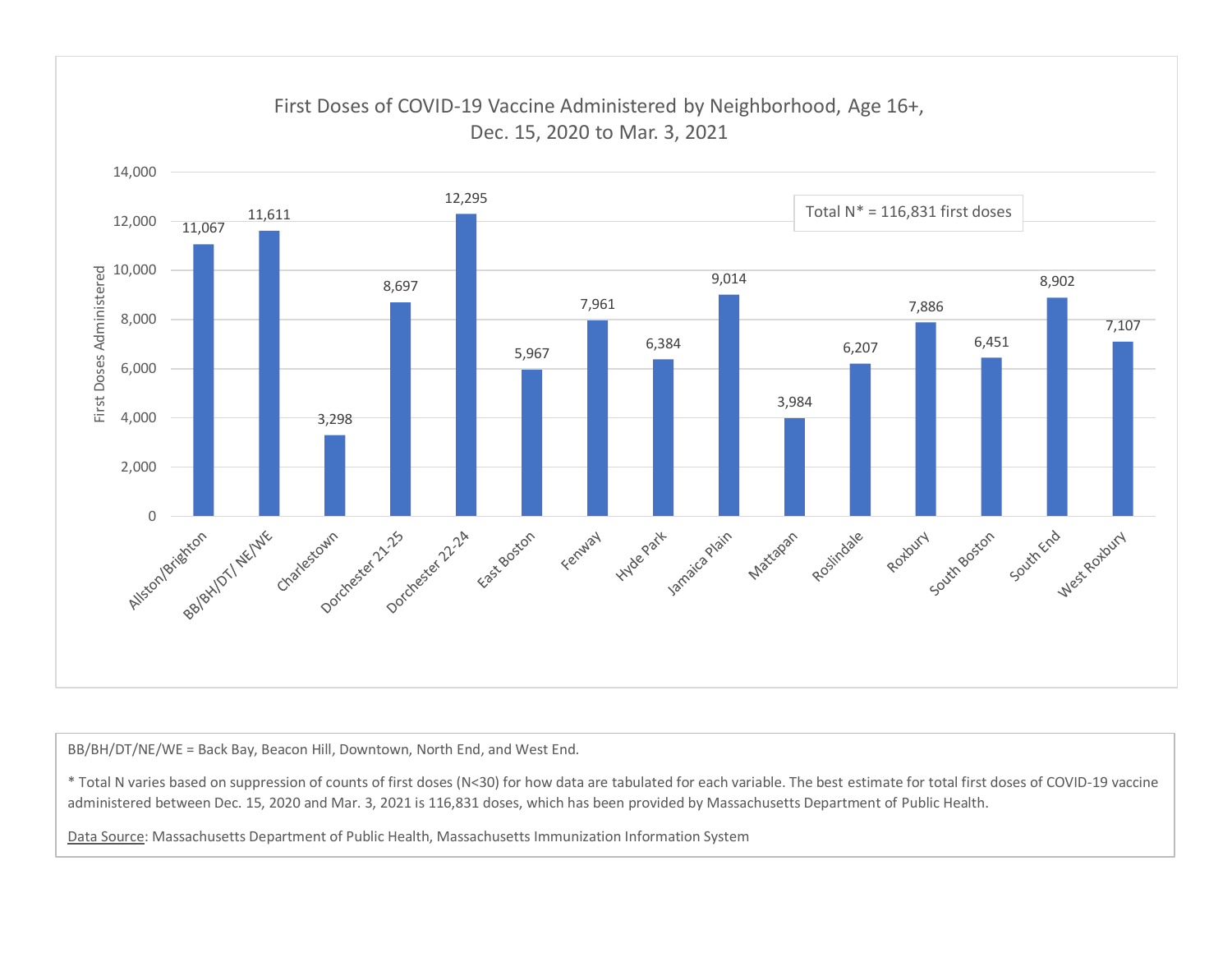First Doses of COVID-19 Vaccine Administered by Neighborhood, Age 16+, Dec. 15, 2020 to Mar. 3, 2021

Total N* = 116,831 first doses

| Neighborhood | First Doses Administered |
| --- | --- |
| Allston/Brighton | 11,067 |
| BB/BH/DT/ NE/WE | 11,611 |
| Charlestown | 3,298 |
| Dorchester 21-25 | 8,697 |
| Dorchester 22-24 | 12,295 |
| East Boston | 5,967 |
| Fenway | 7,961 |
| Hyde Park | 6,384 |
| Jamaica Plain | 9,014 |
| Mattapan | 3,984 |
| Roslindale | 6,207 |
| Roxbury | 7,886 |
| South Boston | 6,451 |
| South End | 8,902 |
| West Roxbury | 7,107 |

BB/BH/DT/NE/WE = Back Bay, Beacon Hill, Downtown, North End, and West End.

* Total N varies based on suppression of counts of first doses (N<30) for how data are tabulated for each variable. The best estimate for total first doses of COVID-19 vaccine administered between Dec. 15, 2020 and Mar. 3, 2021 is 116,831 doses, which has been provided by Massachusetts Department of Public Health.

Data Source: Massachusetts Department of Public Health, Massachusetts Immunization Information System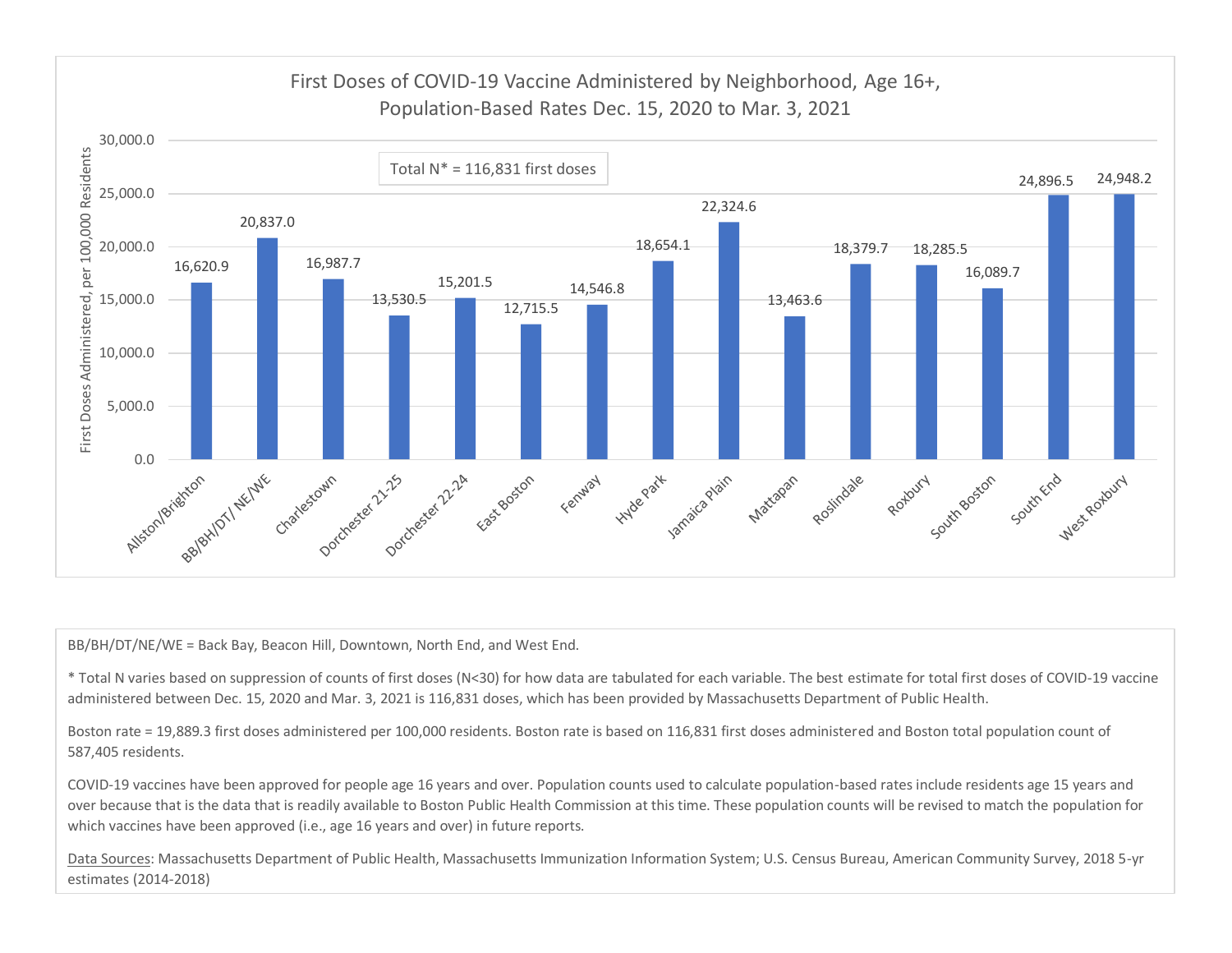## First Doses of COVID-19 Vaccine Administered by Neighborhood, Age 16+, Population-Based Rates Dec. 15, 2020 to Mar. 3, 2021

Total N* = 116,831 first doses

| Neighborhood | First Doses Administered, per 100,000 Residents |
|---|---|
| Allston/Brighton | 16,620.9 |
| BB/BH/DT/ NE/WE | 20,837.0 |
| Charlestown | 16,987.7 |
| Dorchester 21-25 | 13,530.5 |
| Dorchester 22-24 | 15,201.5 |
| East Boston | 12,715.5 |
| Fenway | 14,546.8 |
| Hyde Park | 18,654.1 |
| Jamaica Plain | 22,324.6 |
| Mattapan | 13,463.6 |
| Roslindale | 18,379.7 |
| Roxbury | 18,285.5 |
| South Boston | 16,089.7 |
| South End | 24,896.5 |
| West Roxbury | 24,948.2 |

BB/BH/DT/NE/WE = Back Bay, Beacon Hill, Downtown, North End, and West End.

* Total N varies based on suppression of counts of first doses (N<30) for how data are tabulated for each variable. The best estimate for total first doses of COVID-19 vaccine administered between Dec. 15, 2020 and Mar. 3, 2021 is 116,831 doses, which has been provided by Massachusetts Department of Public Health.

Boston rate = 19,889.3 first doses administered per 100,000 residents. Boston rate is based on 116,831 first doses administered and Boston total population count of 587,405 residents.

COVID-19 vaccines have been approved for people age 16 years and over. Population counts used to calculate population-based rates include residents age 15 years and over because that is the data that is readily available to Boston Public Health Commission at this time. These population counts will be revised to match the population for which vaccines have been approved (i.e., age 16 years and over) in future reports.

Data Sources: Massachusetts Department of Public Health, Massachusetts Immunization Information System; U.S. Census Bureau, American Community Survey, 2018 5-yr estimates (2014-2018)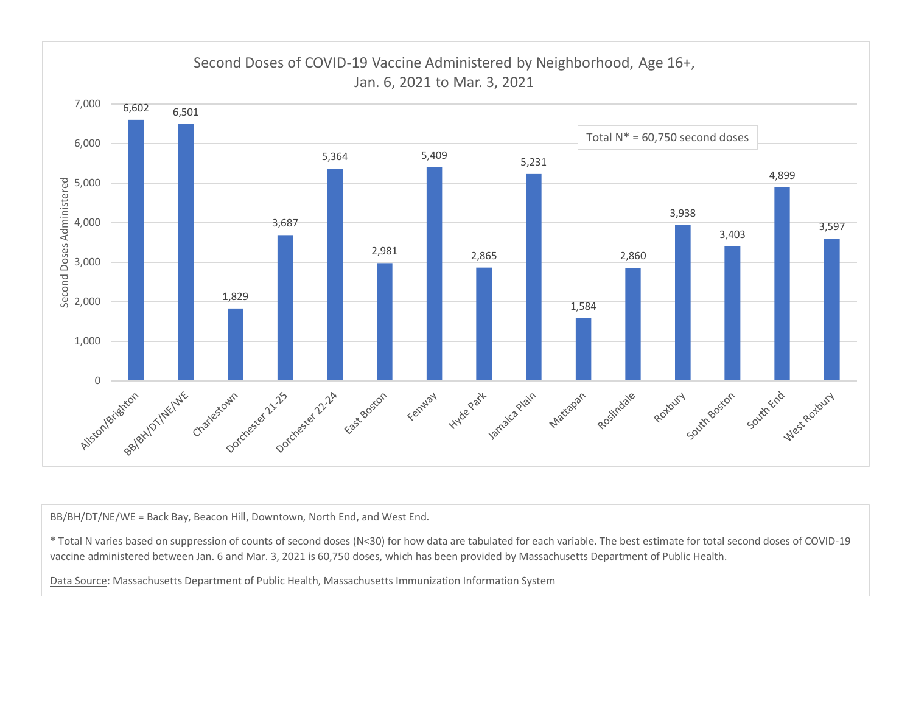## Second Doses of COVID-19 Vaccine Administered by Neighborhood, Age 16+, Jan. 6, 2021 to Mar. 3, 2021

Total N* = 60,750 second doses

| Neighborhood | Second Doses Administered |
|---|---|
| Allston/Brighton | 6,602 |
| BB/BH/DT/NE/WE | 6,501 |
| Charlestown | 1,829 |
| Dorchester 21-25 | 3,687 |
| Dorchester 22-24 | 5,364 |
| East Boston | 2,981 |
| Fenway | 5,409 |
| Hyde Park | 2,865 |
| Jamaica Plain | 5,231 |
| Mattapan | 1,584 |
| Roslindale | 2,860 |
| Roxbury | 3,938 |
| South Boston | 3,403 |
| South End | 4,899 |
| West Roxbury | 3,597 |

BB/BH/DT/NE/WE = Back Bay, Beacon Hill, Downtown, North End, and West End.

* Total N varies based on suppression of counts of second doses (N<30) for how data are tabulated for each variable. The best estimate for total second doses of COVID-19 vaccine administered between Jan. 6 and Mar. 3, 2021 is 60,750 doses, which has been provided by Massachusetts Department of Public Health.

Data Source: Massachusetts Department of Public Health, Massachusetts Immunization Information System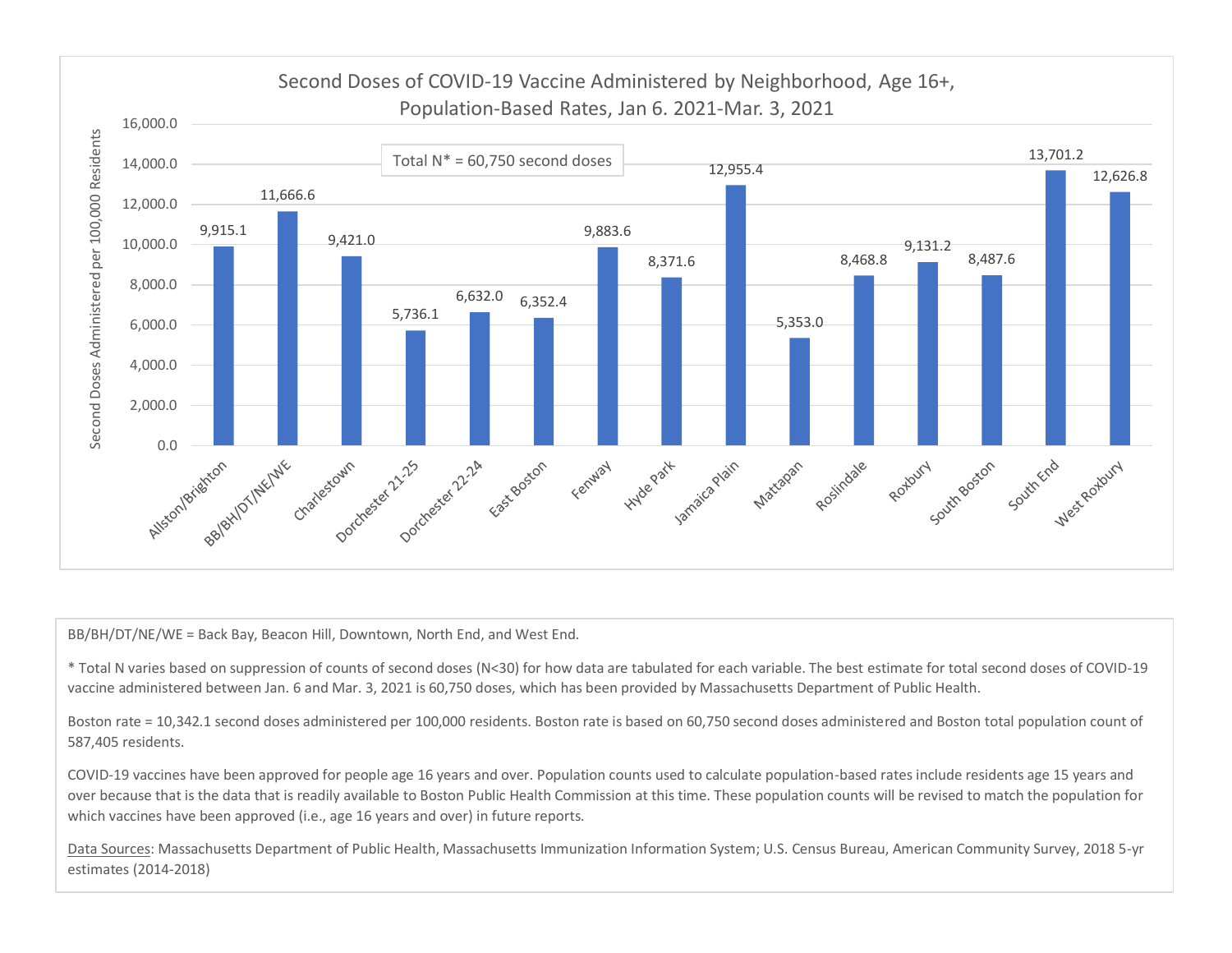Second Doses of COVID-19 Vaccine Administered by Neighborhood, Age 16+, Population-Based Rates, Jan 6. 2021-Mar. 3, 2021

Total N* = 60,750 second doses

Second Doses Administered per 100,000 Residents

16,000.0
14,000.0
12,000.0
10,000.0
8,000.0
6,000.0
4,000.0
2,000.0
0.0

Allston/Brighton 9,915.1
BB/BH/DT/NE/WE 11,666.6
Charlestown 9,421.0
Dorchester 21-25 5,736.1
Dorchester 22-24 6,632.0
East Boston 6,352.4
Fenway 9,883.6
Hyde Park 8,371.6
Jamaica Plain 12,955.4
Mattapan 5,353.0
Roslindale 8,468.8
Roxbury 9,131.2
South Boston 8,487.6
South End 13,701.2
West Roxbury 12,626.8

BB/BH/DT/NE/WE = Back Bay, Beacon Hill, Downtown, North End, and West End.

* Total N varies based on suppression of counts of second doses (N<30) for how data are tabulated for each variable. The best estimate for total second doses of COVID-19 vaccine administered between Jan. 6 and Mar. 3, 2021 is 60,750 doses, which has been provided by Massachusetts Department of Public Health.

Boston rate = 10,342.1 second doses administered per 100,000 residents. Boston rate is based on 60,750 second doses administered and Boston total population count of 587,405 residents.

COVID-19 vaccines have been approved for people age 16 years and over. Population counts used to calculate population-based rates include residents age 15 years and over because that is the data that is readily available to Boston Public Health Commission at this time. These population counts will be revised to match the population for which vaccines have been approved (i.e., age 16 years and over) in future reports.

Data Sources: Massachusetts Department of Public Health, Massachusetts Immunization Information System; U.S. Census Bureau, American Community Survey, 2018 5-yr estimates (2014-2018)